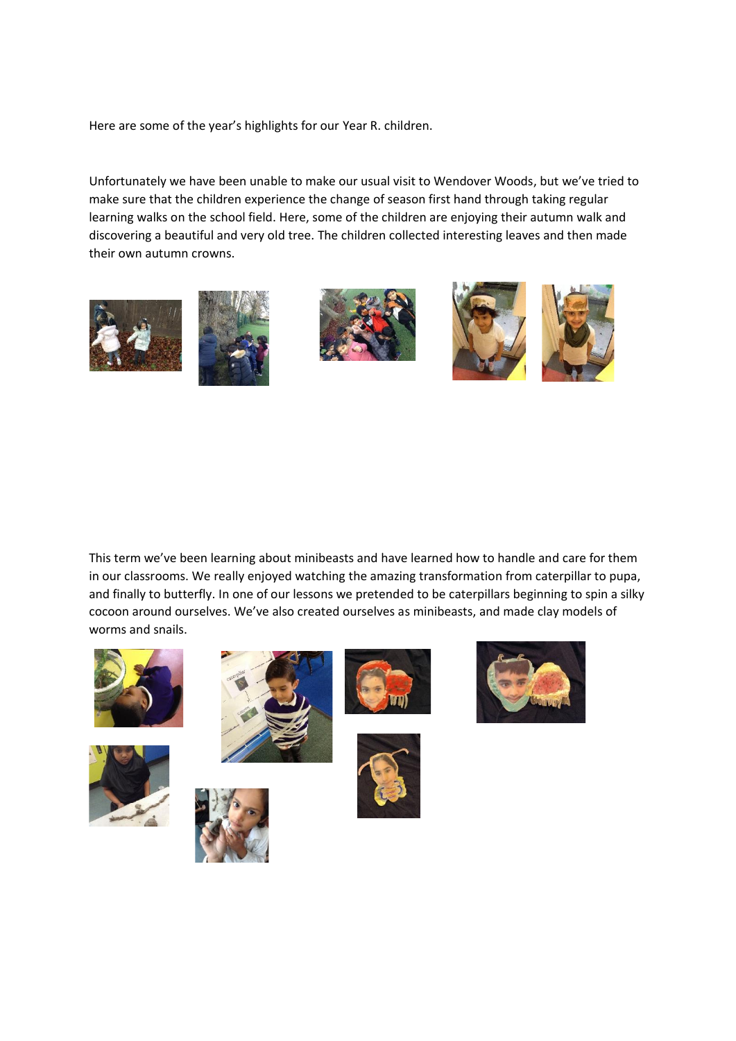Here are some of the year's highlights for our Year R. children.

Unfortunately we have been unable to make our usual visit to Wendover Woods, but we've tried to make sure that the children experience the change of season first hand through taking regular learning walks on the school field. Here, some of the children are enjoying their autumn walk and discovering a beautiful and very old tree. The children collected interesting leaves and then made their own autumn crowns.

This term we've been learning about minibeasts and have learned how to handle and care for them in our classrooms. We really enjoyed watching the amazing transformation from caterpillar to pupa, and finally to butterfly. In one of our lessons we pretended to be caterpillars beginning to spin a silky cocoon around ourselves. We've also created ourselves as minibeasts, and made clay models of worms and snails.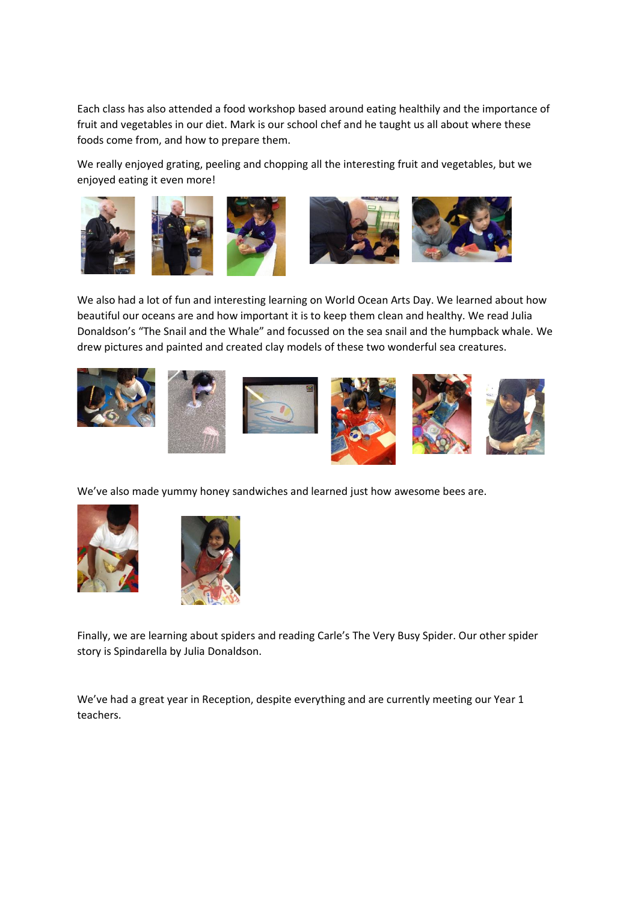Each class has also attended a food workshop based around eating healthily and the importance of fruit and vegetables in our diet. Mark is our school chef and he taught us all about where these foods come from, and how to prepare them.

We really enjoyed grating, peeling and chopping all the interesting fruit and vegetables, but we enjoyed eating it even more!

We also had a lot of fun and interesting learning on World Ocean Arts Day. We learned about how beautiful our oceans are and how important it is to keep them clean and healthy. We read Julia Donaldson's "The Snail and the Whale" and focussed on the sea snail and the humpback whale. We drew pictures and painted and created clay models of these two wonderful sea creatures.

We've also made yummy honey sandwiches and learned just how awesome bees are.

Finally, we are learning about spiders and reading Carle's The Very Busy Spider. Our other spider story is Spindarella by Julia Donaldson.

We've had a great year in Reception, despite everything and are currently meeting our Year 1 teachers.